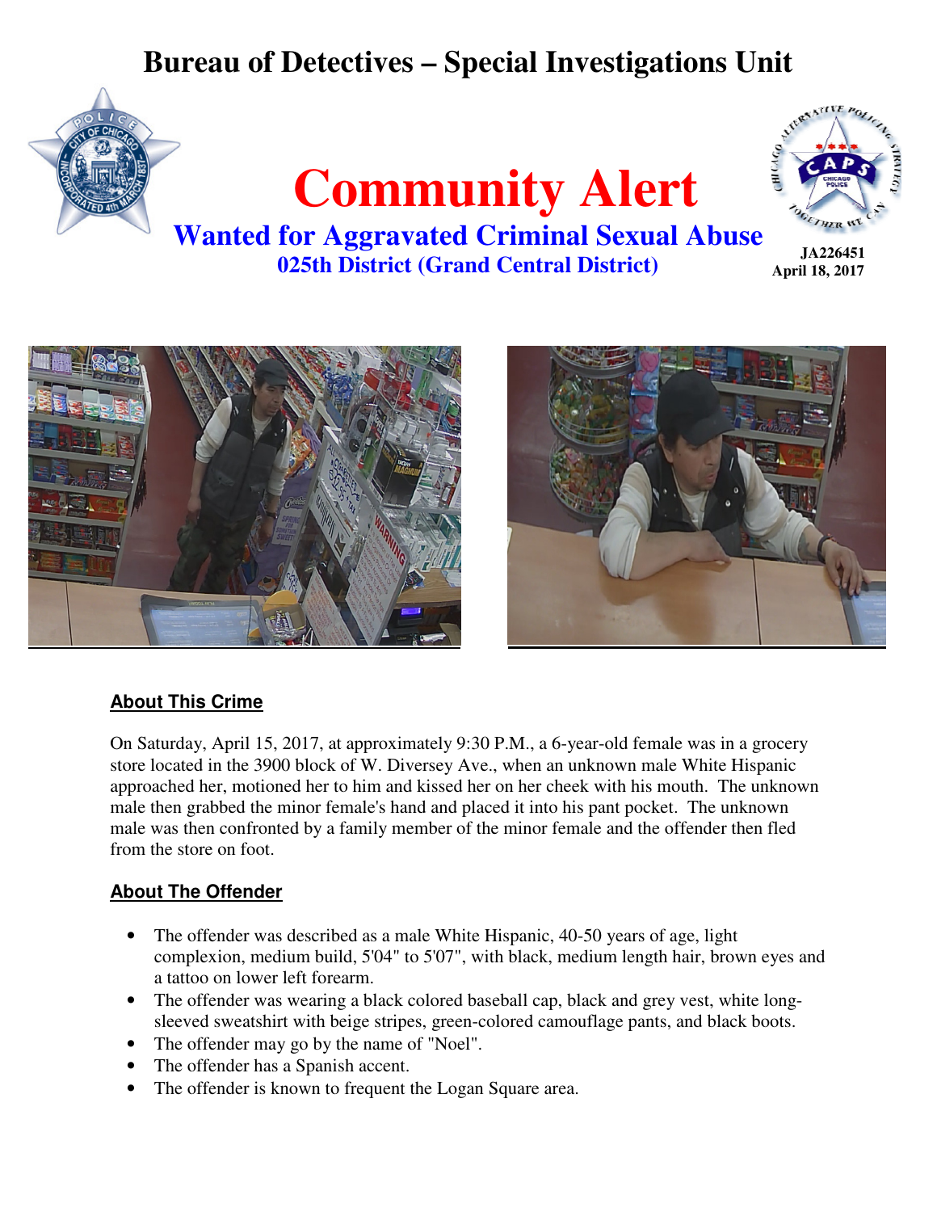# Bureau of Detectives – Special Investigations Unit

# Community Alert

## Wanted for Aggravated Criminal Sexual Abuse

### 025th District (Grand Central District)

**JA226451**
**April 18, 2017**

**About This Crime**

On Saturday, April 15, 2017, at approximately 9:30 P.M., a 6-year-old female was in a grocery store located in the 3900 block of W. Diversey Ave., when an unknown male White Hispanic approached her, motioned her to him and kissed her on her cheek with his mouth. The unknown male then grabbed the minor female's hand and placed it into his pant pocket. The unknown male was then confronted by a family member of the minor female and the offender then fled from the store on foot.

**About The Offender**

- The offender was described as a male White Hispanic, 40-50 years of age, light complexion, medium build, 5'04" to 5'07", with black, medium length hair, brown eyes and a tattoo on lower left forearm.
- The offender was wearing a black colored baseball cap, black and grey vest, white long-sleeved sweatshirt with beige stripes, green-colored camouflage pants, and black boots.
- The offender may go by the name of "Noel".
- The offender has a Spanish accent.
- The offender is known to frequent the Logan Square area.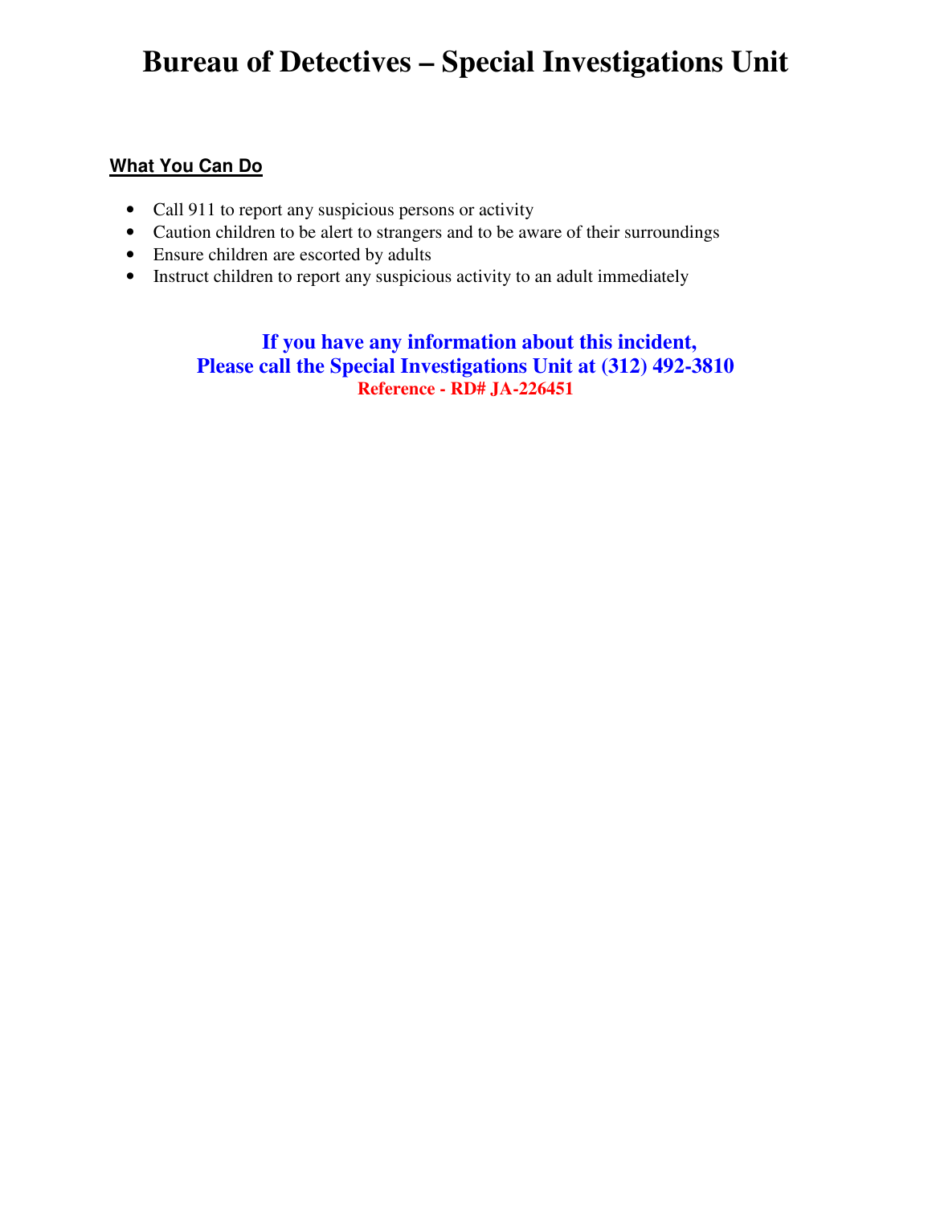# Bureau of Detectives – Special Investigations Unit

**What You Can Do**

- Call 911 to report any suspicious persons or activity
- Caution children to be alert to strangers and to be aware of their surroundings
- Ensure children are escorted by adults
- Instruct children to report any suspicious activity to an adult immediately

**If you have any information about this incident,**
**Please call the Special Investigations Unit at (312) 492-3810**
**Reference - RD# JA-226451**